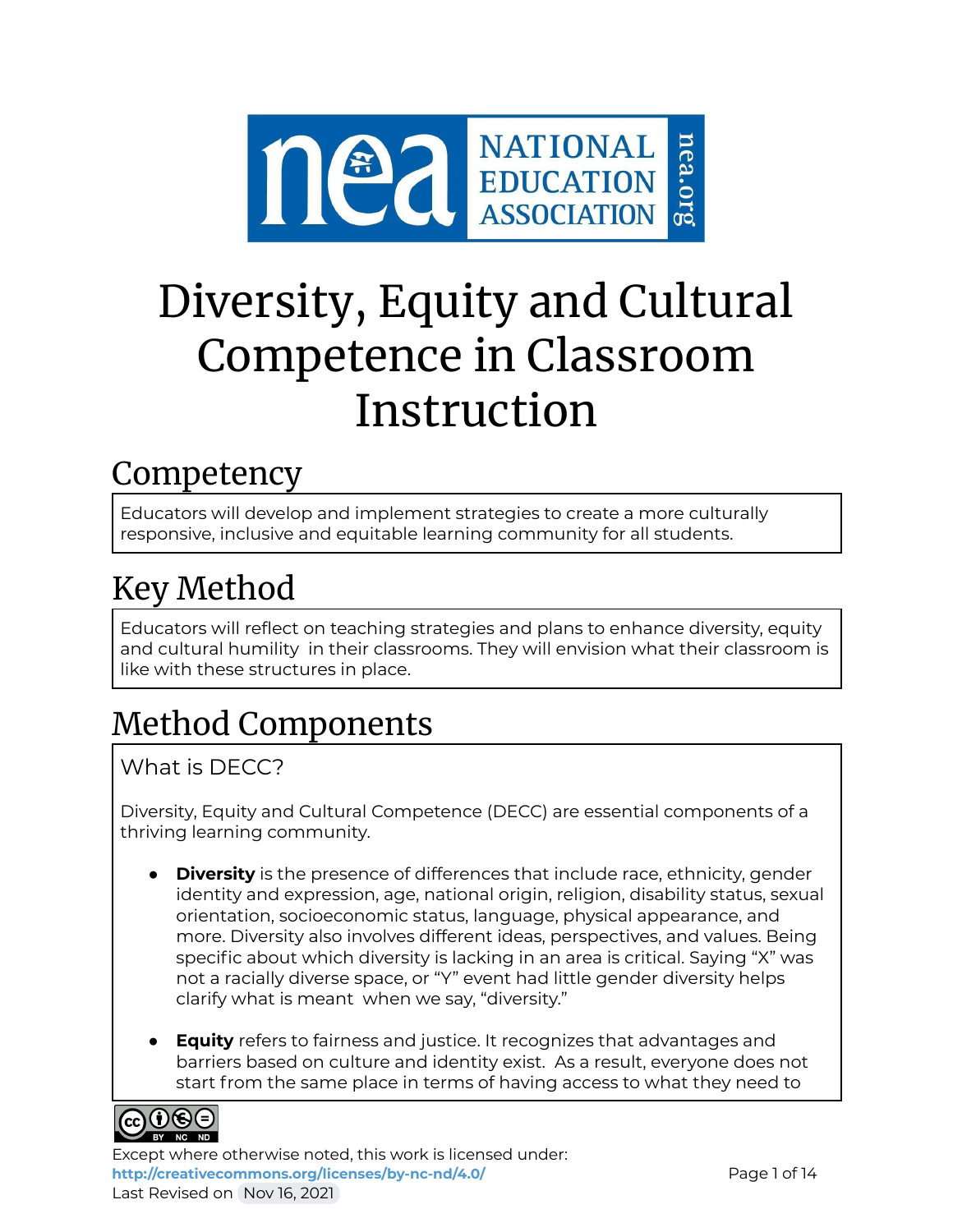# Diversity, Equity and Cultural Competence in Classroom Instruction

## Competency

Educators will develop and implement strategies to create a more culturally responsive, inclusive and equitable learning community for all students.

## Key Method

Educators will reflect on teaching strategies and plans to enhance diversity, equity and cultural humility in their classrooms. They will envision what their classroom is like with these structures in place.

## Method Components

What is DECC?

Diversity, Equity and Cultural Competence (DECC) are essential components of a thriving learning community.

- **Diversity** is the presence of differences that include race, ethnicity, gender identity and expression, age, national origin, religion, disability status, sexual orientation, socioeconomic status, language, physical appearance, and more. Diversity also involves different ideas, perspectives, and values. Being specific about which diversity is lacking in an area is critical. Saying "X" was not a racially diverse space, or "Y" event had little gender diversity helps clarify what is meant when we say, "diversity."
- **Equity** refers to fairness and justice. It recognizes that advantages and barriers based on culture and identity exist. As a result, everyone does not start from the same place in terms of having access to what they need to

Except where otherwise noted, this work is licensed under:
http://creativecommons.org/licenses/by-nc-nd/4.0/
Last Revised on Nov 16, 2021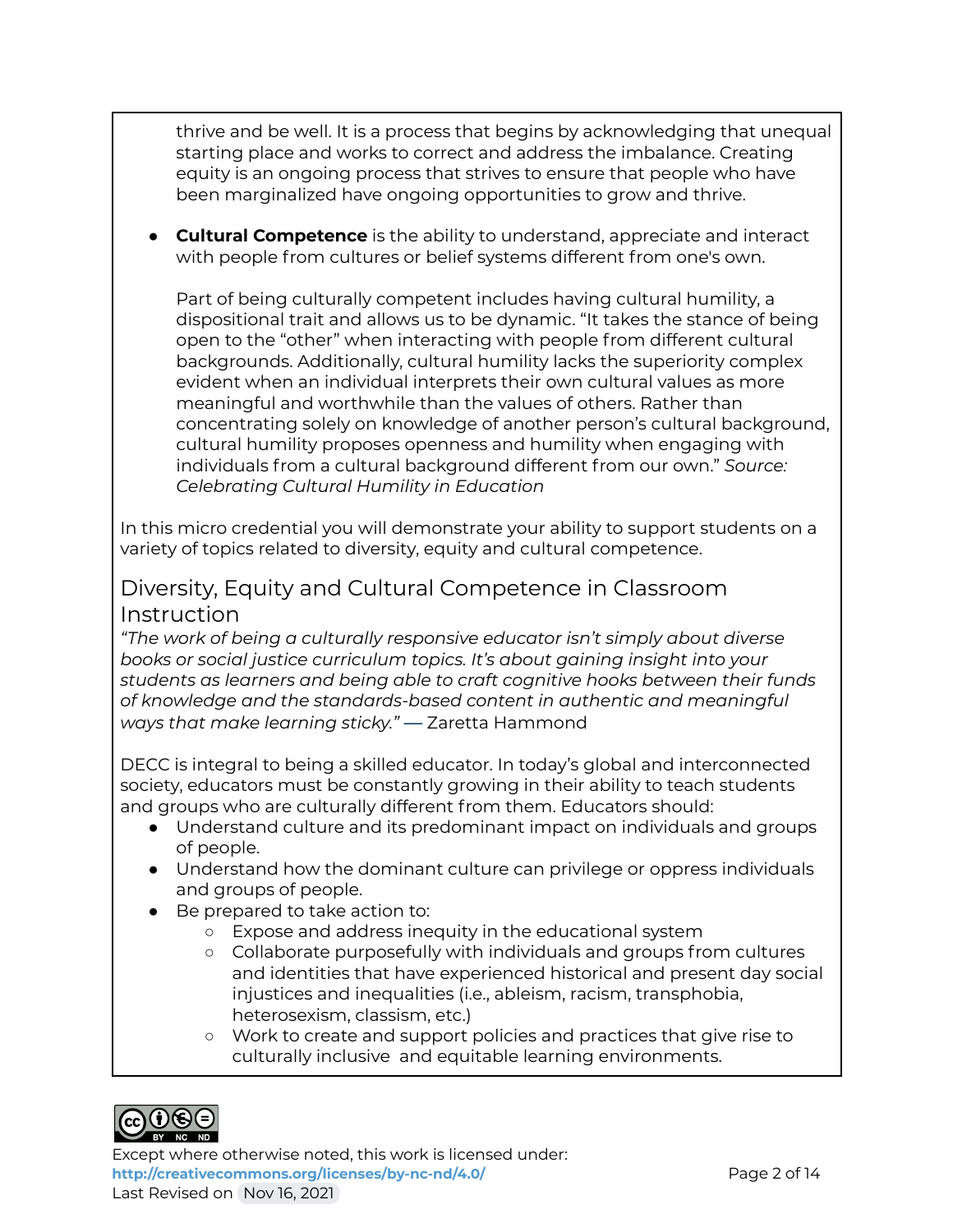thrive and be well. It is a process that begins by acknowledging that unequal starting place and works to correct and address the imbalance. Creating equity is an ongoing process that strives to ensure that people who have been marginalized have ongoing opportunities to grow and thrive.

- **Cultural Competence** is the ability to understand, appreciate and interact with people from cultures or belief systems different from one's own.

  Part of being culturally competent includes having cultural humility, a dispositional trait and allows us to be dynamic. "It takes the stance of being open to the "other" when interacting with people from different cultural backgrounds. Additionally, cultural humility lacks the superiority complex evident when an individual interprets their own cultural values as more meaningful and worthwhile than the values of others. Rather than concentrating solely on knowledge of another person's cultural background, cultural humility proposes openness and humility when engaging with individuals from a cultural background different from our own." *Source: Celebrating Cultural Humility in Education*

In this micro credential you will demonstrate your ability to support students on a variety of topics related to diversity, equity and cultural competence.

## Diversity, Equity and Cultural Competence in Classroom Instruction

*"The work of being a culturally responsive educator isn't simply about diverse books or social justice curriculum topics. It's about gaining insight into your students as learners and being able to craft cognitive hooks between their funds of knowledge and the standards-based content in authentic and meaningful ways that make learning sticky."* — Zaretta Hammond

DECC is integral to being a skilled educator. In today's global and interconnected society, educators must be constantly growing in their ability to teach students and groups who are culturally different from them. Educators should:

- Understand culture and its predominant impact on individuals and groups of people.
- Understand how the dominant culture can privilege or oppress individuals and groups of people.
- Be prepared to take action to:
  - Expose and address inequity in the educational system
  - Collaborate purposefully with individuals and groups from cultures and identities that have experienced historical and present day social injustices and inequalities (i.e., ableism, racism, transphobia, heterosexism, classism, etc.)
  - Work to create and support policies and practices that give rise to culturally inclusive and equitable learning environments.

Except where otherwise noted, this work is licensed under: http://creativecommons.org/licenses/by-nc-nd/4.0/
Last Revised on Nov 16, 2021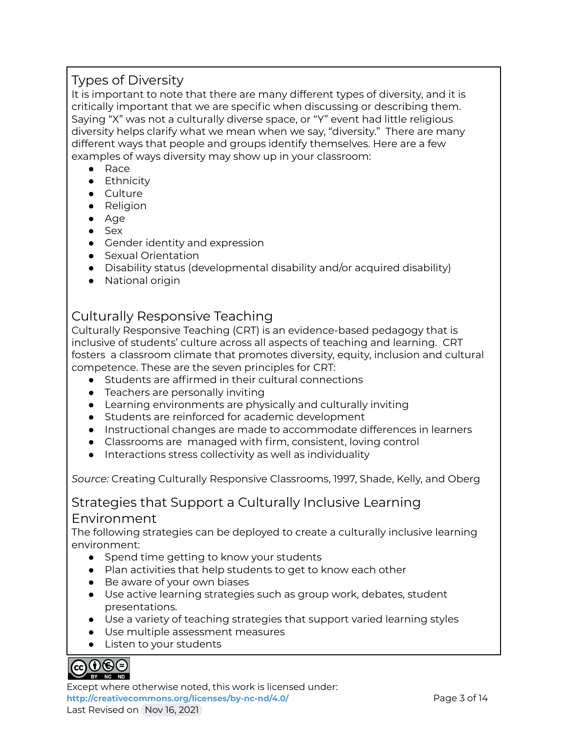## Types of Diversity

It is important to note that there are many different types of diversity, and it is critically important that we are specific when discussing or describing them. Saying "X" was not a culturally diverse space, or "Y" event had little religious diversity helps clarify what we mean when we say, "diversity." There are many different ways that people and groups identify themselves. Here are a few examples of ways diversity may show up in your classroom:

- Race
- Ethnicity
- Culture
- Religion
- Age
- Sex
- Gender identity and expression
- Sexual Orientation
- Disability status (developmental disability and/or acquired disability)
- National origin

## Culturally Responsive Teaching

Culturally Responsive Teaching (CRT) is an evidence-based pedagogy that is inclusive of students' culture across all aspects of teaching and learning. CRT fosters a classroom climate that promotes diversity, equity, inclusion and cultural competence. These are the seven principles for CRT:

- Students are affirmed in their cultural connections
- Teachers are personally inviting
- Learning environments are physically and culturally inviting
- Students are reinforced for academic development
- Instructional changes are made to accommodate differences in learners
- Classrooms are managed with firm, consistent, loving control
- Interactions stress collectivity as well as individuality

*Source:* Creating Culturally Responsive Classrooms, 1997, Shade, Kelly, and Oberg

## Strategies that Support a Culturally Inclusive Learning Environment

The following strategies can be deployed to create a culturally inclusive learning environment:

- Spend time getting to know your students
- Plan activities that help students to get to know each other
- Be aware of your own biases
- Use active learning strategies such as group work, debates, student presentations.
- Use a variety of teaching strategies that support varied learning styles
- Use multiple assessment measures
- Listen to your students

Except where otherwise noted, this work is licensed under:
**http://creativecommons.org/licenses/by-nc-nd/4.0/**
Last Revised on Nov 16, 2021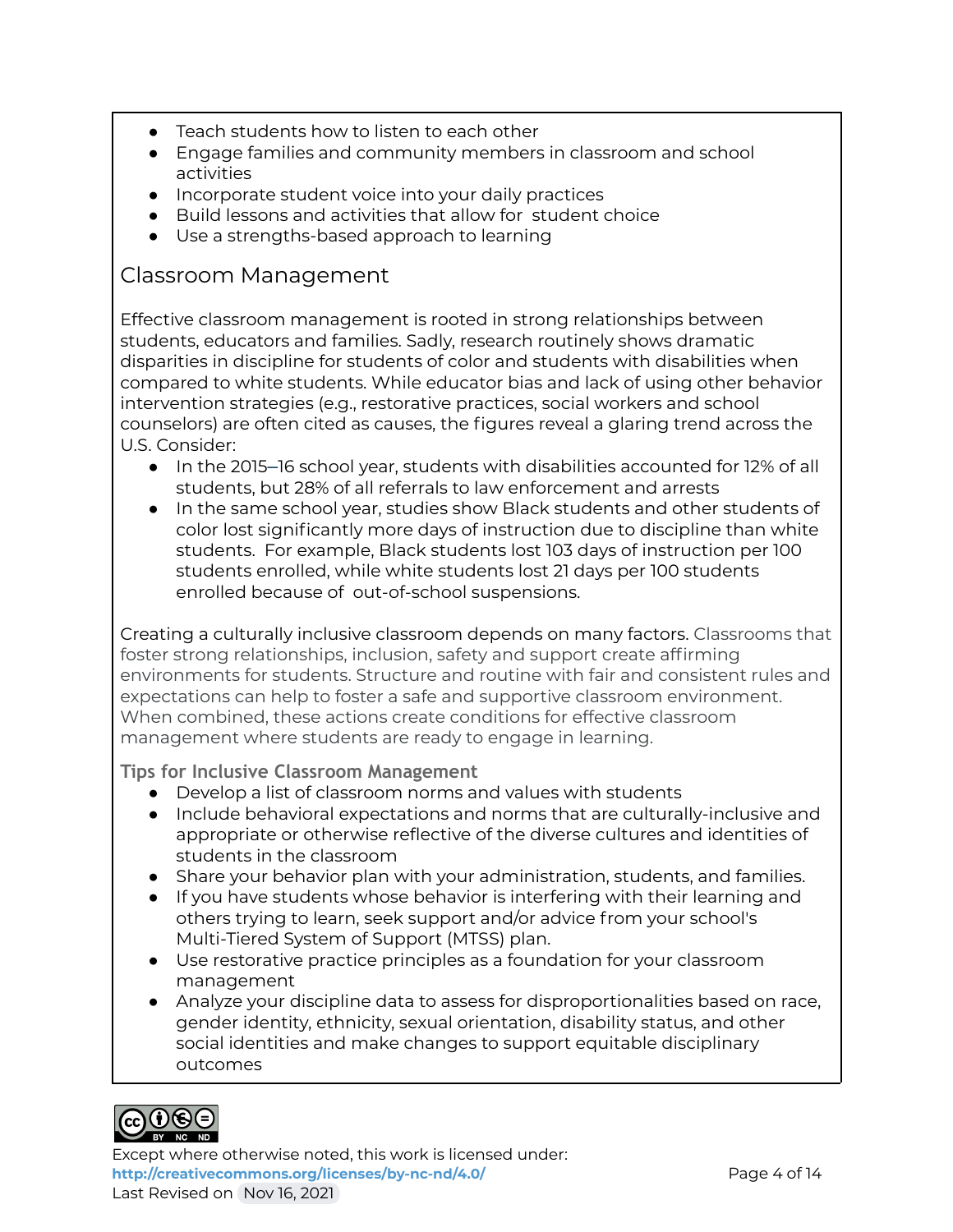- Teach students how to listen to each other
- Engage families and community members in classroom and school activities
- Incorporate student voice into your daily practices
- Build lessons and activities that allow for student choice
- Use a strengths-based approach to learning

## Classroom Management

Effective classroom management is rooted in strong relationships between students, educators and families. Sadly, research routinely shows dramatic disparities in discipline for students of color and students with disabilities when compared to white students. While educator bias and lack of using other behavior intervention strategies (e.g., restorative practices, social workers and school counselors) are often cited as causes, the figures reveal a glaring trend across the U.S. Consider:

- In the 2015–16 school year, students with disabilities accounted for 12% of all students, but 28% of all referrals to law enforcement and arrests
- In the same school year, studies show Black students and other students of color lost significantly more days of instruction due to discipline than white students. For example, Black students lost 103 days of instruction per 100 students enrolled, while white students lost 21 days per 100 students enrolled because of out-of-school suspensions.

Creating a culturally inclusive classroom depends on many factors. Classrooms that foster strong relationships, inclusion, safety and support create affirming environments for students. Structure and routine with fair and consistent rules and expectations can help to foster a safe and supportive classroom environment. When combined, these actions create conditions for effective classroom management where students are ready to engage in learning.

### Tips for Inclusive Classroom Management

- Develop a list of classroom norms and values with students
- Include behavioral expectations and norms that are culturally-inclusive and appropriate or otherwise reflective of the diverse cultures and identities of students in the classroom
- Share your behavior plan with your administration, students, and families.
- If you have students whose behavior is interfering with their learning and others trying to learn, seek support and/or advice from your school's Multi-Tiered System of Support (MTSS) plan.
- Use restorative practice principles as a foundation for your classroom management
- Analyze your discipline data to assess for disproportionalities based on race, gender identity, ethnicity, sexual orientation, disability status, and other social identities and make changes to support equitable disciplinary outcomes

Except where otherwise noted, this work is licensed under:
http://creativecommons.org/licenses/by-nc-nd/4.0/
Last Revised on Nov 16, 2021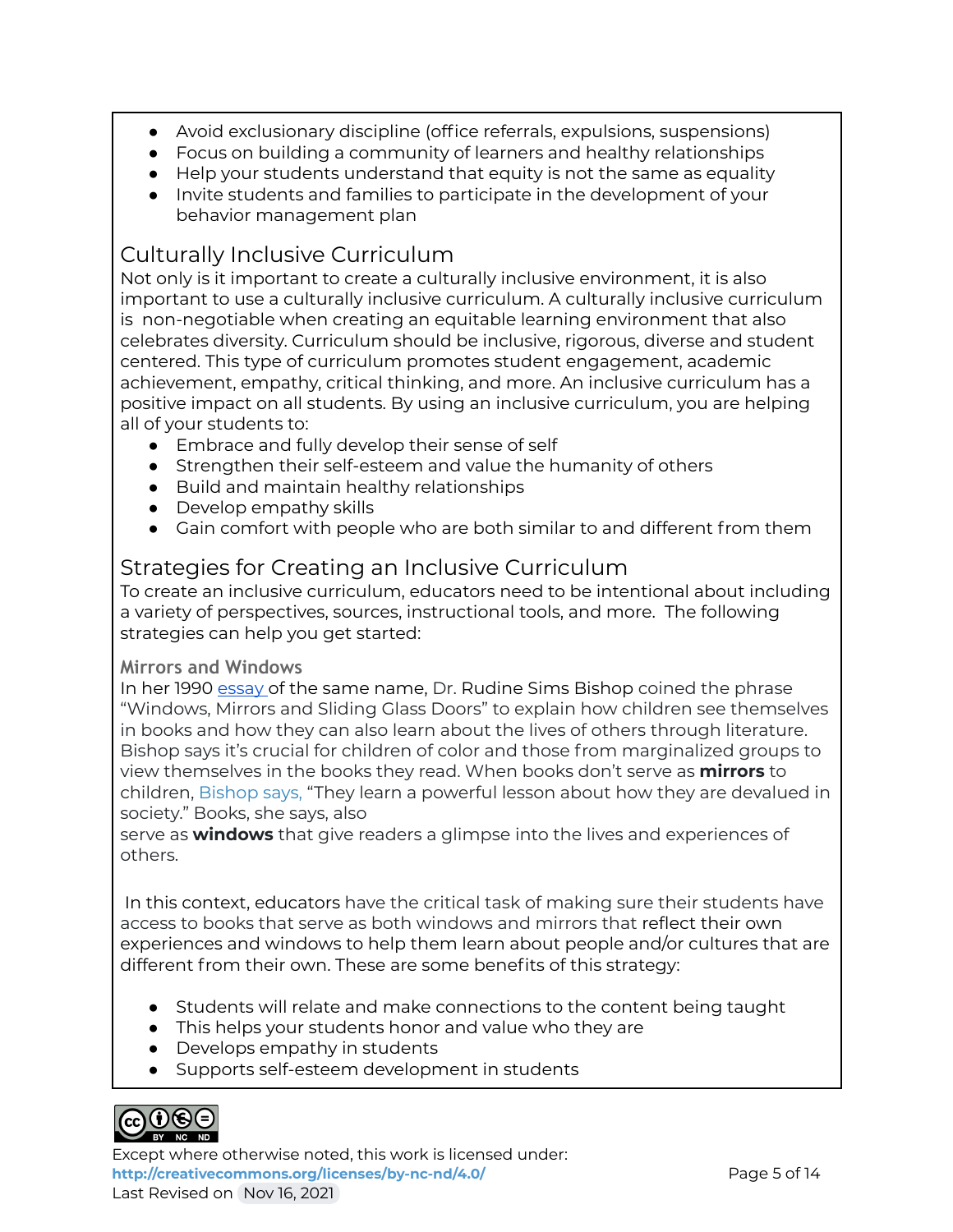- Avoid exclusionary discipline (office referrals, expulsions, suspensions)
- Focus on building a community of learners and healthy relationships
- Help your students understand that equity is not the same as equality
- Invite students and families to participate in the development of your behavior management plan

## Culturally Inclusive Curriculum

Not only is it important to create a culturally inclusive environment, it is also important to use a culturally inclusive curriculum. A culturally inclusive curriculum is non-negotiable when creating an equitable learning environment that also celebrates diversity. Curriculum should be inclusive, rigorous, diverse and student centered. This type of curriculum promotes student engagement, academic achievement, empathy, critical thinking, and more. An inclusive curriculum has a positive impact on all students. By using an inclusive curriculum, you are helping all of your students to:

- Embrace and fully develop their sense of self
- Strengthen their self-esteem and value the humanity of others
- Build and maintain healthy relationships
- Develop empathy skills
- Gain comfort with people who are both similar to and different from them

## Strategies for Creating an Inclusive Curriculum

To create an inclusive curriculum, educators need to be intentional about including a variety of perspectives, sources, instructional tools, and more. The following strategies can help you get started:

### Mirrors and Windows

In her 1990 essay of the same name, Dr. Rudine Sims Bishop coined the phrase "Windows, Mirrors and Sliding Glass Doors" to explain how children see themselves in books and how they can also learn about the lives of others through literature. Bishop says it's crucial for children of color and those from marginalized groups to view themselves in the books they read. When books don't serve as **mirrors** to children, Bishop says, "They learn a powerful lesson about how they are devalued in society." Books, she says, also serve as **windows** that give readers a glimpse into the lives and experiences of others.

In this context, educators have the critical task of making sure their students have access to books that serve as both windows and mirrors that reflect their own experiences and windows to help them learn about people and/or cultures that are different from their own. These are some benefits of this strategy:

- Students will relate and make connections to the content being taught
- This helps your students honor and value who they are
- Develops empathy in students
- Supports self-esteem development in students

Except where otherwise noted, this work is licensed under:
http://creativecommons.org/licenses/by-nc-nd/4.0/
Last Revised on Nov 16, 2021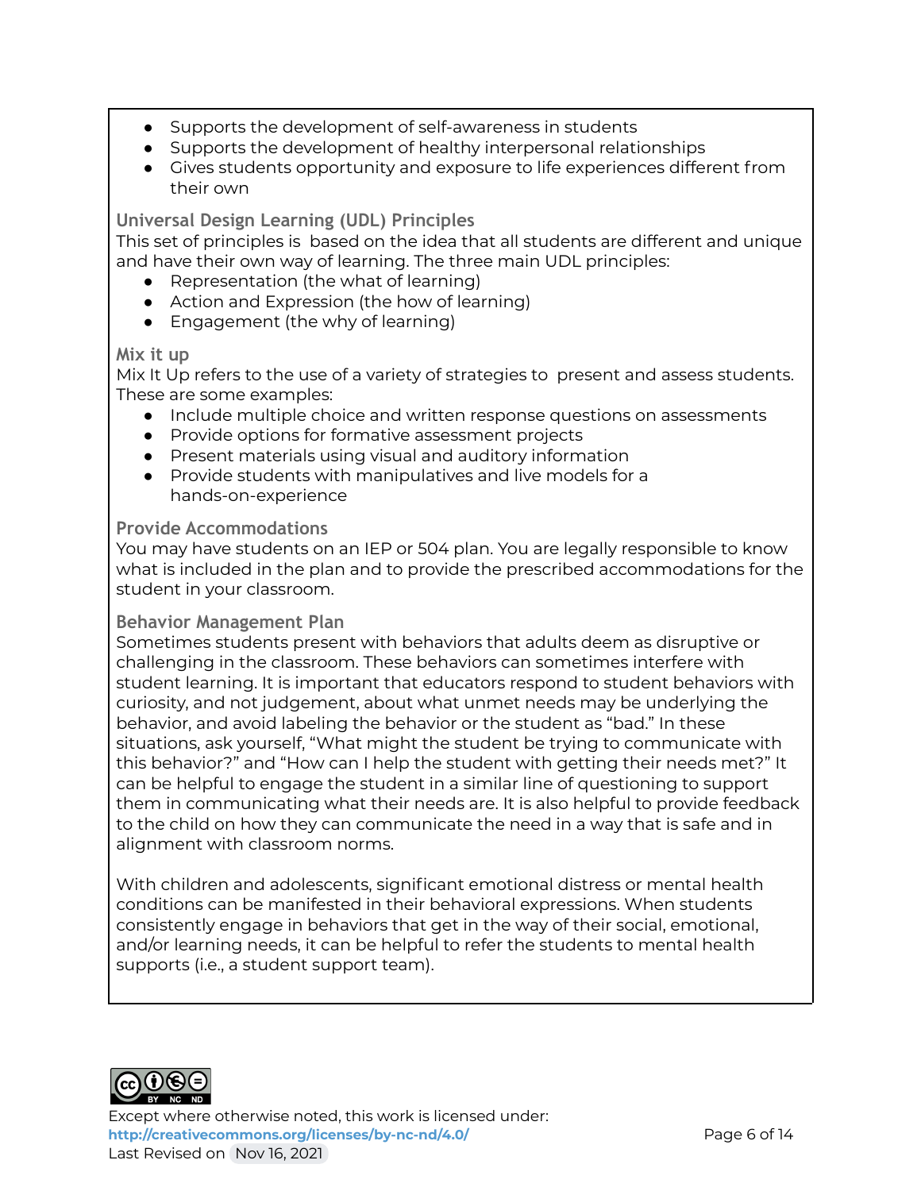- Supports the development of self-awareness in students
- Supports the development of healthy interpersonal relationships
- Gives students opportunity and exposure to life experiences different from their own

### Universal Design Learning (UDL) Principles

This set of principles is based on the idea that all students are different and unique and have their own way of learning. The three main UDL principles:

- Representation (the what of learning)
- Action and Expression (the how of learning)
- Engagement (the why of learning)

### Mix it up

Mix It Up refers to the use of a variety of strategies to present and assess students. These are some examples:

- Include multiple choice and written response questions on assessments
- Provide options for formative assessment projects
- Present materials using visual and auditory information
- Provide students with manipulatives and live models for a hands-on-experience

### Provide Accommodations

You may have students on an IEP or 504 plan. You are legally responsible to know what is included in the plan and to provide the prescribed accommodations for the student in your classroom.

### Behavior Management Plan

Sometimes students present with behaviors that adults deem as disruptive or challenging in the classroom. These behaviors can sometimes interfere with student learning. It is important that educators respond to student behaviors with curiosity, and not judgement, about what unmet needs may be underlying the behavior, and avoid labeling the behavior or the student as "bad." In these situations, ask yourself, "What might the student be trying to communicate with this behavior?" and "How can I help the student with getting their needs met?" It can be helpful to engage the student in a similar line of questioning to support them in communicating what their needs are. It is also helpful to provide feedback to the child on how they can communicate the need in a way that is safe and in alignment with classroom norms.

With children and adolescents, significant emotional distress or mental health conditions can be manifested in their behavioral expressions. When students consistently engage in behaviors that get in the way of their social, emotional, and/or learning needs, it can be helpful to refer the students to mental health supports (i.e., a student support team).

Except where otherwise noted, this work is licensed under:
http://creativecommons.org/licenses/by-nc-nd/4.0/
Last Revised on Nov 16, 2021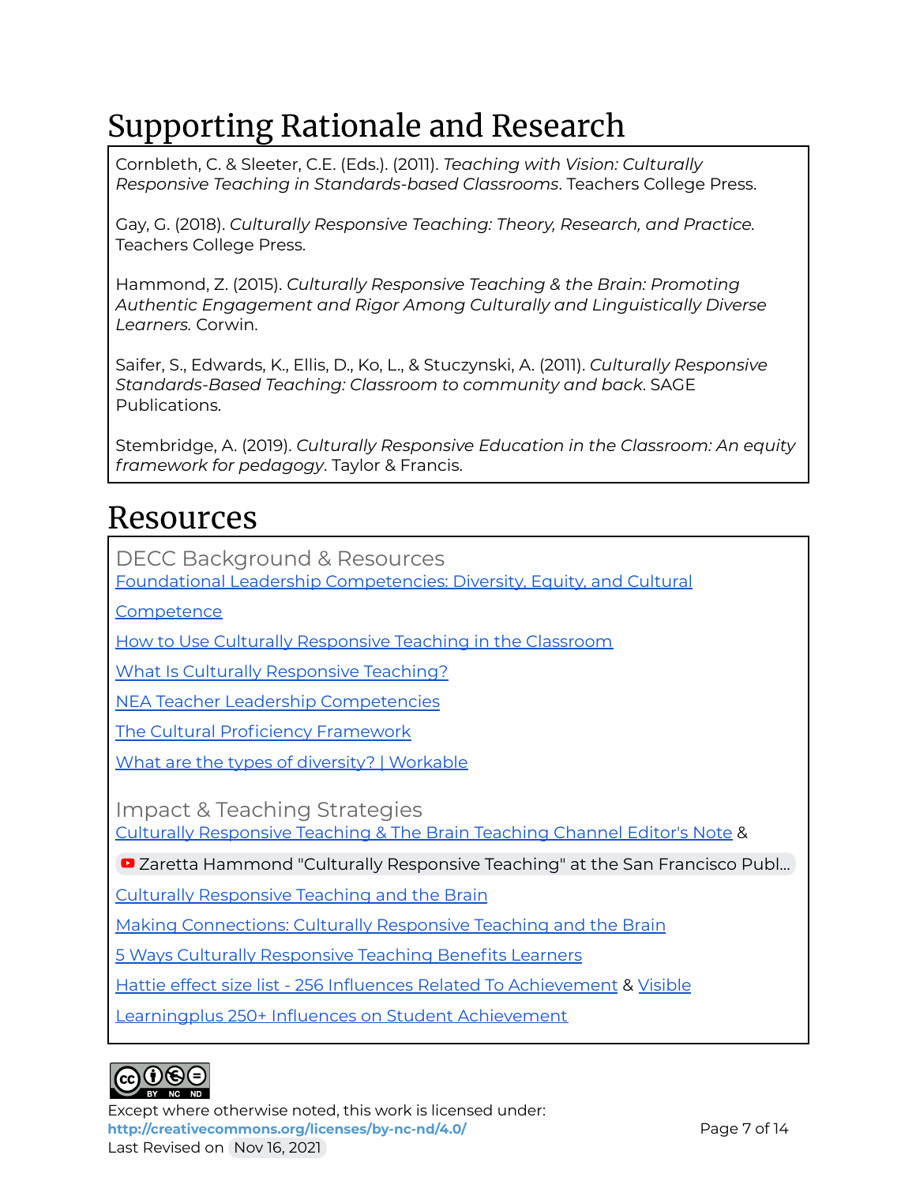# Supporting Rationale and Research

Cornbleth, C. & Sleeter, C.E. (Eds.). (2011). *Teaching with Vision: Culturally Responsive Teaching in Standards-based Classrooms*. Teachers College Press.

Gay, G. (2018). *Culturally Responsive Teaching: Theory, Research, and Practice*. Teachers College Press.

Hammond, Z. (2015). *Culturally Responsive Teaching & the Brain: Promoting Authentic Engagement and Rigor Among Culturally and Linguistically Diverse Learners.* Corwin.

Saifer, S., Edwards, K., Ellis, D., Ko, L., & Stuczynski, A. (2011). *Culturally Responsive Standards-Based Teaching: Classroom to community and back*. SAGE Publications.

Stembridge, A. (2019). *Culturally Responsive Education in the Classroom: An equity framework for pedagogy*. Taylor & Francis.

# Resources

## DECC Background & Resources

Foundational Leadership Competencies: Diversity, Equity, and Cultural Competence

How to Use Culturally Responsive Teaching in the Classroom

What Is Culturally Responsive Teaching?

NEA Teacher Leadership Competencies

The Cultural Proficiency Framework

What are the types of diversity? | Workable

## Impact & Teaching Strategies

Culturally Responsive Teaching & The Brain Teaching Channel Editor's Note &

Zaretta Hammond "Culturally Responsive Teaching" at the San Francisco Publ...

Culturally Responsive Teaching and the Brain

Making Connections: Culturally Responsive Teaching and the Brain

5 Ways Culturally Responsive Teaching Benefits Learners

Hattie effect size list - 256 Influences Related To Achievement & Visible

Learningplus 250+ Influences on Student Achievement

Except where otherwise noted, this work is licensed under:
**http://creativecommons.org/licenses/by-nc-nd/4.0/**
Last Revised on Nov 16, 2021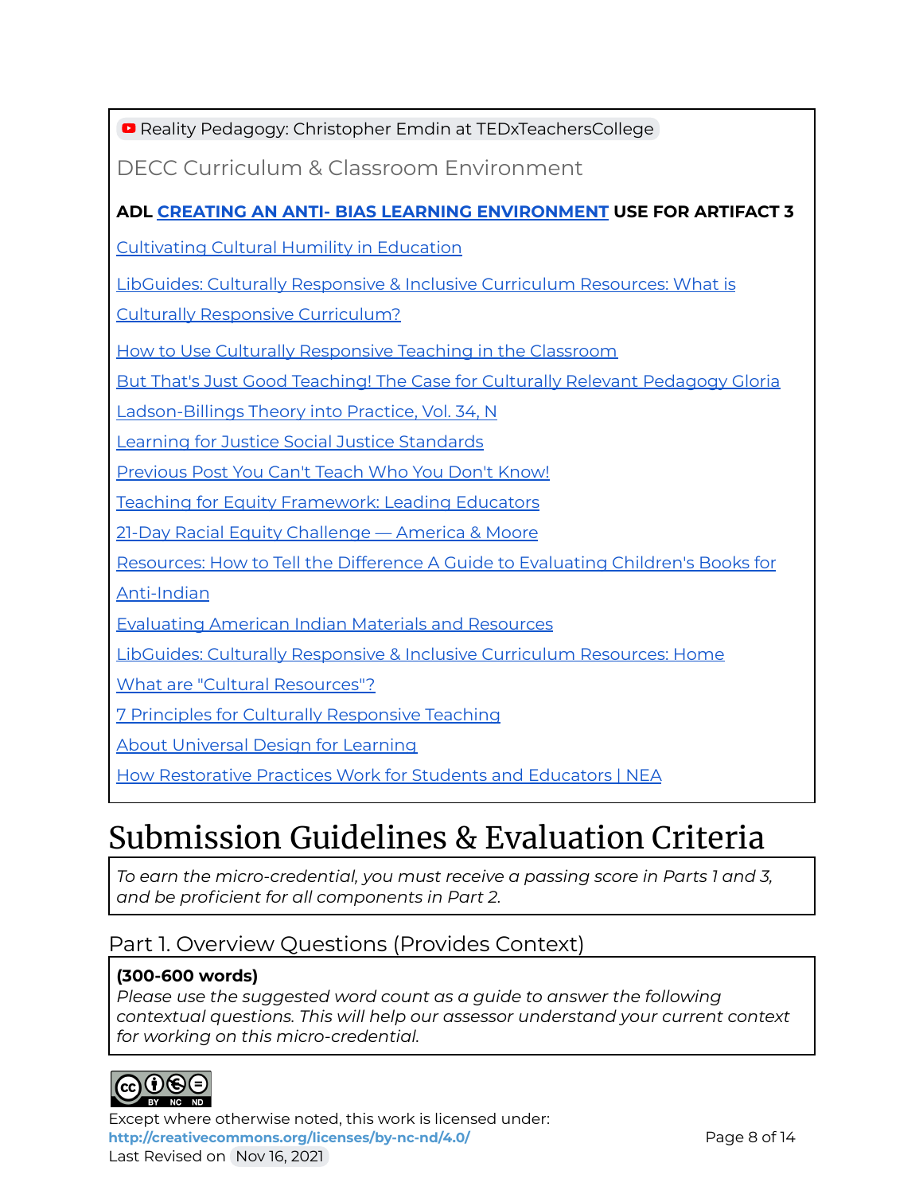Reality Pedagogy: Christopher Emdin at TEDxTeachersCollege

DECC Curriculum & Classroom Environment

**ADL CREATING AN ANTI- BIAS LEARNING ENVIRONMENT USE FOR ARTIFACT 3**

Cultivating Cultural Humility in Education

LibGuides: Culturally Responsive & Inclusive Curriculum Resources: What is Culturally Responsive Curriculum?

How to Use Culturally Responsive Teaching in the Classroom

But That's Just Good Teaching! The Case for Culturally Relevant Pedagogy Gloria Ladson-Billings Theory into Practice, Vol. 34, N

Learning for Justice Social Justice Standards

Previous Post You Can't Teach Who You Don't Know!

Teaching for Equity Framework: Leading Educators

21-Day Racial Equity Challenge — America & Moore

Resources: How to Tell the Difference A Guide to Evaluating Children's Books for Anti-Indian

Evaluating American Indian Materials and Resources

LibGuides: Culturally Responsive & Inclusive Curriculum Resources: Home

What are "Cultural Resources"?

7 Principles for Culturally Responsive Teaching

About Universal Design for Learning

How Restorative Practices Work for Students and Educators | NEA

# Submission Guidelines & Evaluation Criteria

*To earn the micro-credential, you must receive a passing score in Parts 1 and 3, and be proficient for all components in Part 2.*

## Part 1. Overview Questions (Provides Context)

**(300-600 words)**
*Please use the suggested word count as a guide to answer the following contextual questions. This will help our assessor understand your current context for working on this micro-credential.*

Except where otherwise noted, this work is licensed under:
**http://creativecommons.org/licenses/by-nc-nd/4.0/**
Last Revised on Nov 16, 2021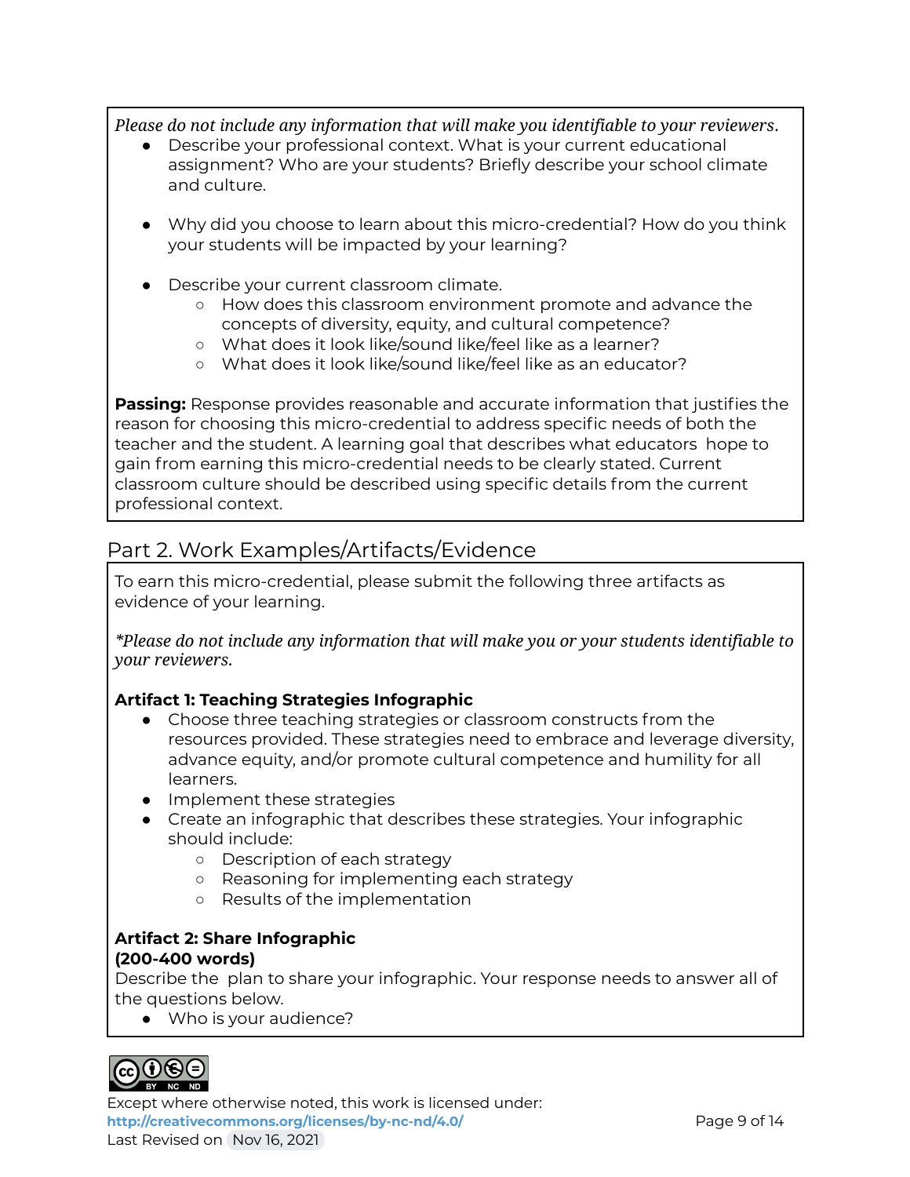*Please do not include any information that will make you identifiable to your reviewers.*

- Describe your professional context. What is your current educational assignment? Who are your students? Briefly describe your school climate and culture.

- Why did you choose to learn about this micro-credential? How do you think your students will be impacted by your learning?

- Describe your current classroom climate.
  - How does this classroom environment promote and advance the concepts of diversity, equity, and cultural competence?
  - What does it look like/sound like/feel like as a learner?
  - What does it look like/sound like/feel like as an educator?

**Passing:** Response provides reasonable and accurate information that justifies the reason for choosing this micro-credential to address specific needs of both the teacher and the student. A learning goal that describes what educators hope to gain from earning this micro-credential needs to be clearly stated. Current classroom culture should be described using specific details from the current professional context.

## Part 2. Work Examples/Artifacts/Evidence

To earn this micro-credential, please submit the following three artifacts as evidence of your learning.

*\*Please do not include any information that will make you or your students identifiable to your reviewers.*

**Artifact 1: Teaching Strategies Infographic**

- Choose three teaching strategies or classroom constructs from the resources provided. These strategies need to embrace and leverage diversity, advance equity, and/or promote cultural competence and humility for all learners.
- Implement these strategies
- Create an infographic that describes these strategies. Your infographic should include:
  - Description of each strategy
  - Reasoning for implementing each strategy
  - Results of the implementation

**Artifact 2: Share Infographic**
**(200-400 words)**

Describe the plan to share your infographic. Your response needs to answer all of the questions below.

- Who is your audience?

Except where otherwise noted, this work is licensed under: **http://creativecommons.org/licenses/by-nc-nd/4.0/**
Last Revised on Nov 16, 2021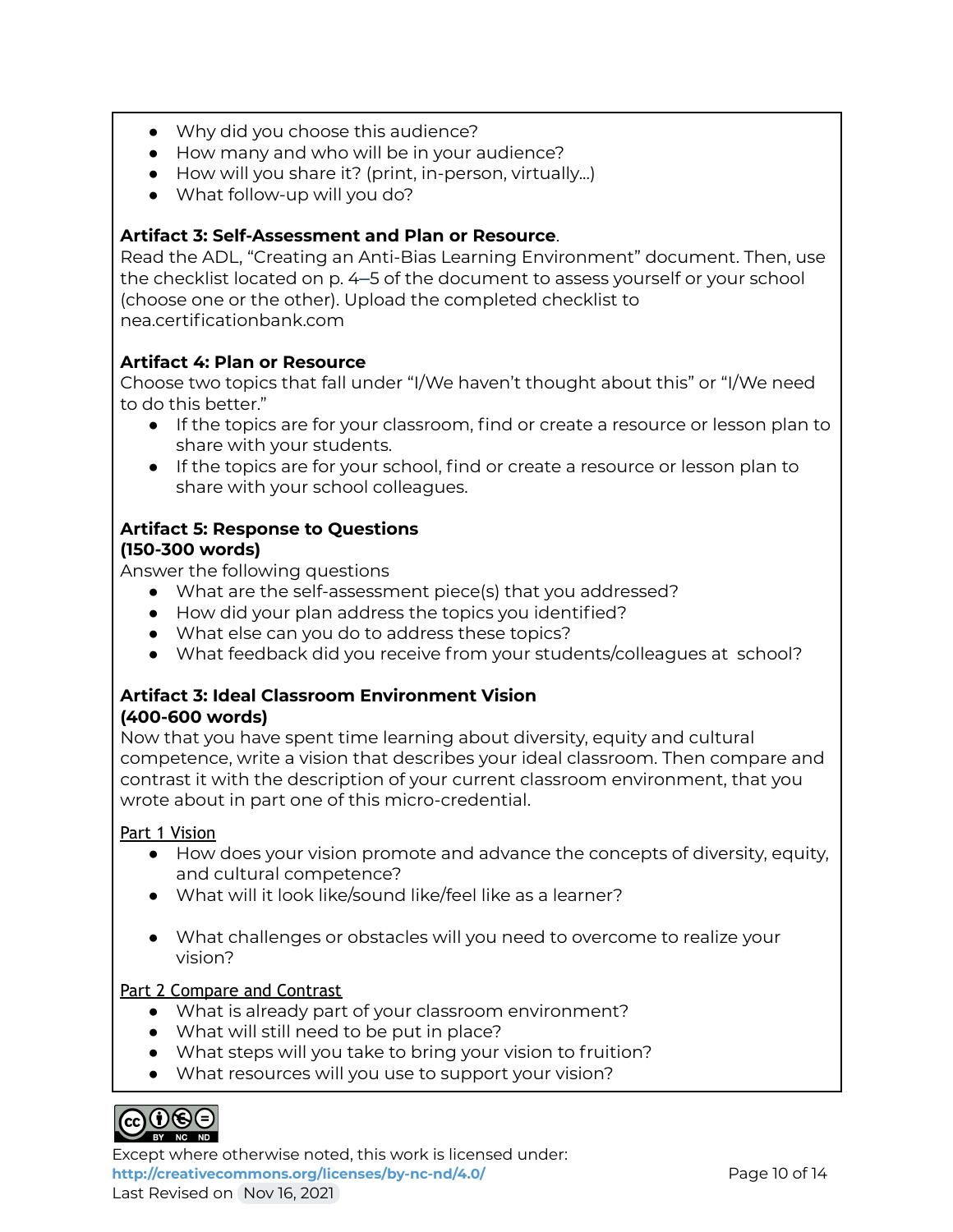- Why did you choose this audience?
- How many and who will be in your audience?
- How will you share it? (print, in-person, virtually…)
- What follow-up will you do?

**Artifact 3: Self-Assessment and Plan or Resource**.
Read the ADL, "Creating an Anti-Bias Learning Environment" document. Then, use the checklist located on p. 4–5 of the document to assess yourself or your school (choose one or the other). Upload the completed checklist to nea.certificationbank.com

**Artifact 4: Plan or Resource**
Choose two topics that fall under "I/We haven't thought about this" or "I/We need to do this better."

- If the topics are for your classroom, find or create a resource or lesson plan to share with your students.
- If the topics are for your school, find or create a resource or lesson plan to share with your school colleagues.

**Artifact 5: Response to Questions**
**(150-300 words)**
Answer the following questions

- What are the self-assessment piece(s) that you addressed?
- How did your plan address the topics you identified?
- What else can you do to address these topics?
- What feedback did you receive from your students/colleagues at school?

**Artifact 3: Ideal Classroom Environment Vision**
**(400-600 words)**
Now that you have spent time learning about diversity, equity and cultural competence, write a vision that describes your ideal classroom. Then compare and contrast it with the description of your current classroom environment, that you wrote about in part one of this micro-credential.

Part 1 Vision

- How does your vision promote and advance the concepts of diversity, equity, and cultural competence?
- What will it look like/sound like/feel like as a learner?
- What challenges or obstacles will you need to overcome to realize your vision?

Part 2 Compare and Contrast

- What is already part of your classroom environment?
- What will still need to be put in place?
- What steps will you take to bring your vision to fruition?
- What resources will you use to support your vision?

Except where otherwise noted, this work is licensed under:
**http://creativecommons.org/licenses/by-nc-nd/4.0/**
Last Revised on Nov 16, 2021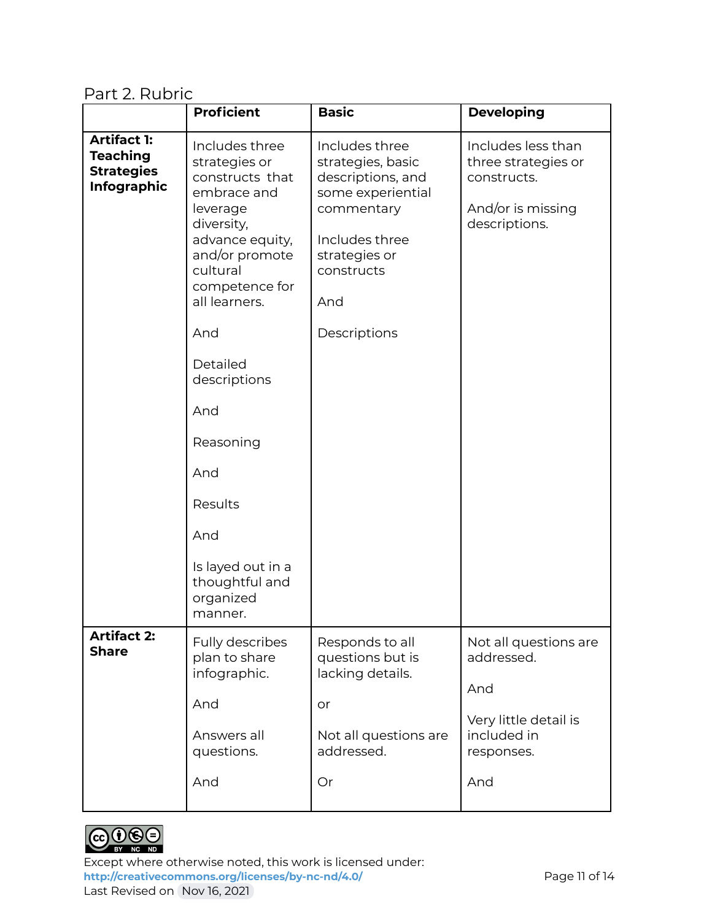## Part 2. Rubric

| | **Proficient** | **Basic** | **Developing** |
|---|---|---|---|
| **Artifact 1: Teaching Strategies Infographic** | Includes three strategies or constructs that embrace and leverage diversity, advance equity, and/or promote cultural competence for all learners.<br><br>And<br><br>Detailed descriptions<br><br>And<br><br>Reasoning<br><br>And<br><br>Results<br><br>And<br><br>Is layed out in a thoughtful and organized manner. | Includes three strategies, basic descriptions, and some experiential commentary<br><br>Includes three strategies or constructs<br><br>And<br><br>Descriptions | Includes less than three strategies or constructs.<br><br>And/or is missing descriptions. |
| **Artifact 2: Share** | Fully describes plan to share infographic.<br><br>And<br><br>Answers all questions.<br><br>And | Responds to all questions but is lacking details.<br><br>or<br><br>Not all questions are addressed.<br><br>Or | Not all questions are addressed.<br><br>And<br><br>Very little detail is included in responses.<br><br>And |

Except where otherwise noted, this work is licensed under: http://creativecommons.org/licenses/by-nc-nd/4.0/
Last Revised on Nov 16, 2021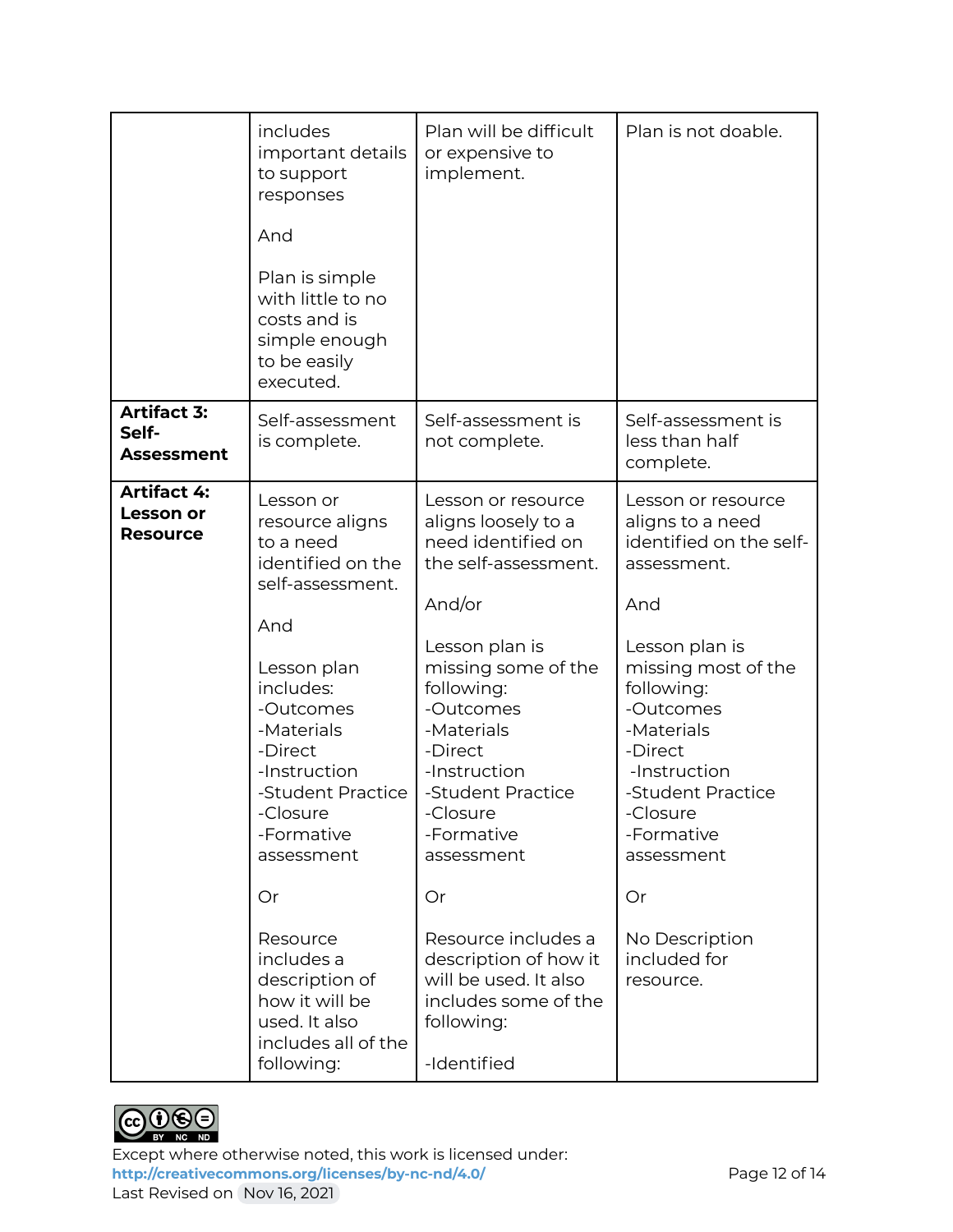| | | | |
|---|---|---|---|
| | includes important details to support responses<br><br>And<br><br>Plan is simple with little to no costs and is simple enough to be easily executed. | Plan will be difficult or expensive to implement. | Plan is not doable. |
| **Artifact 3: Self-Assessment** | Self-assessment is complete. | Self-assessment is not complete. | Self-assessment is less than half complete. |
| **Artifact 4: Lesson or Resource** | Lesson or resource aligns to a need identified on the self-assessment.<br><br>And<br><br>Lesson plan includes:<br>-Outcomes<br>-Materials<br>-Direct<br>-Instruction<br>-Student Practice<br>-Closure<br>-Formative assessment<br><br>Or<br><br>Resource includes a description of how it will be used. It also includes all of the following: | Lesson or resource aligns loosely to a need identified on the self-assessment.<br><br>And/or<br><br>Lesson plan is missing some of the following:<br>-Outcomes<br>-Materials<br>-Direct<br>-Instruction<br>-Student Practice<br>-Closure<br>-Formative assessment<br><br>Or<br><br>Resource includes a description of how it will be used. It also includes some of the following:<br><br>-Identified | Lesson or resource aligns to a need identified on the self-assessment.<br><br>And<br><br>Lesson plan is missing most of the following:<br>-Outcomes<br>-Materials<br>-Direct<br>-Instruction<br>-Student Practice<br>-Closure<br>-Formative assessment<br><br>Or<br><br>No Description included for resource. |

Except where otherwise noted, this work is licensed under:
http://creativecommons.org/licenses/by-nc-nd/4.0/
Last Revised on Nov 16, 2021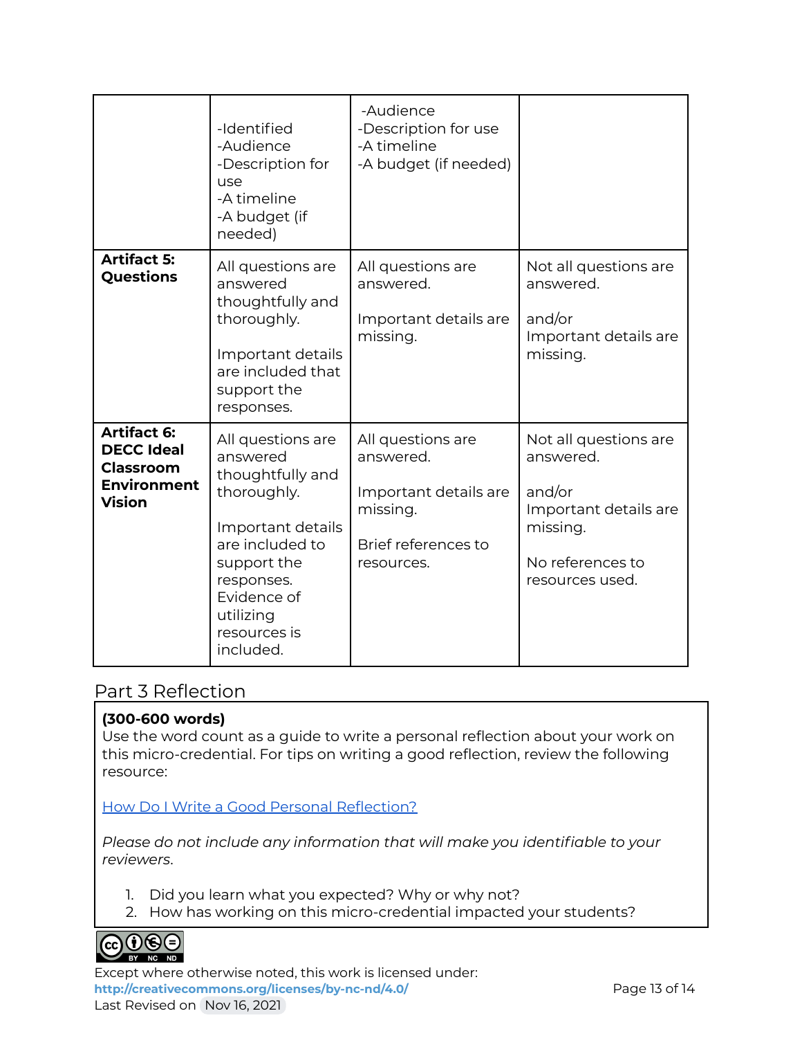| | | | |
|---|---|---|---|
| | -Identified<br>-Audience<br>-Description for use<br>-A timeline<br>-A budget (if needed) | -Audience<br>-Description for use<br>-A timeline<br>-A budget (if needed) | |
| **Artifact 5: Questions** | All questions are answered thoughtfully and thoroughly.<br><br>Important details are included that support the responses. | All questions are answered.<br><br>Important details are missing. | Not all questions are answered.<br><br>and/or<br>Important details are missing. |
| **Artifact 6: DECC Ideal Classroom Environment Vision** | All questions are answered thoughtfully and thoroughly.<br><br>Important details are included to support the responses. Evidence of utilizing resources is included. | All questions are answered.<br><br>Important details are missing.<br><br>Brief references to resources. | Not all questions are answered.<br><br>and/or<br>Important details are missing.<br><br>No references to resources used. |

## Part 3 Reflection

**(300-600 words)**
Use the word count as a guide to write a personal reflection about your work on this micro-credential. For tips on writing a good reflection, review the following resource:

[How Do I Write a Good Personal Reflection?]

*Please do not include any information that will make you identifiable to your reviewers.*

1. Did you learn what you expected? Why or why not?
2. How has working on this micro-credential impacted your students?

Except where otherwise noted, this work is licensed under:
**http://creativecommons.org/licenses/by-nc-nd/4.0/**
Last Revised on Nov 16, 2021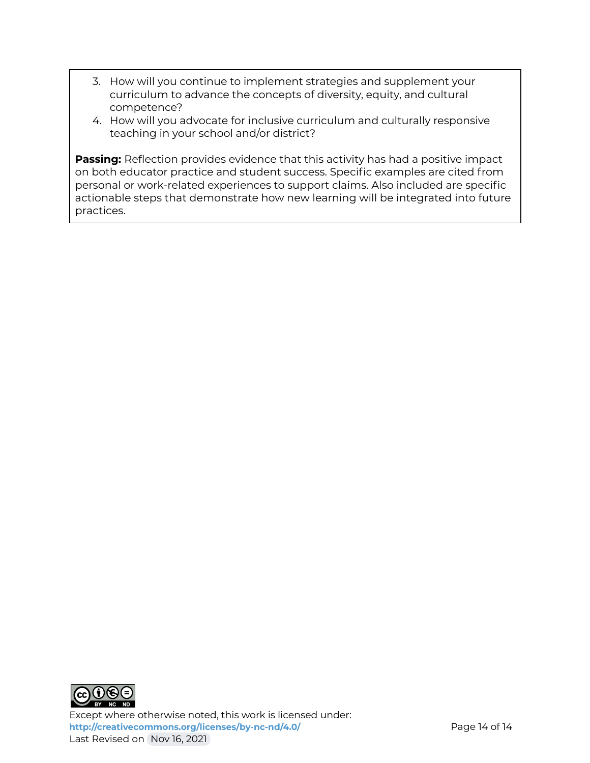3. How will you continue to implement strategies and supplement your curriculum to advance the concepts of diversity, equity, and cultural competence?
4. How will you advocate for inclusive curriculum and culturally responsive teaching in your school and/or district?

**Passing:** Reflection provides evidence that this activity has had a positive impact on both educator practice and student success. Specific examples are cited from personal or work-related experiences to support claims. Also included are specific actionable steps that demonstrate how new learning will be integrated into future practices.

Except where otherwise noted, this work is licensed under:
**http://creativecommons.org/licenses/by-nc-nd/4.0/**
Last Revised on Nov 16, 2021